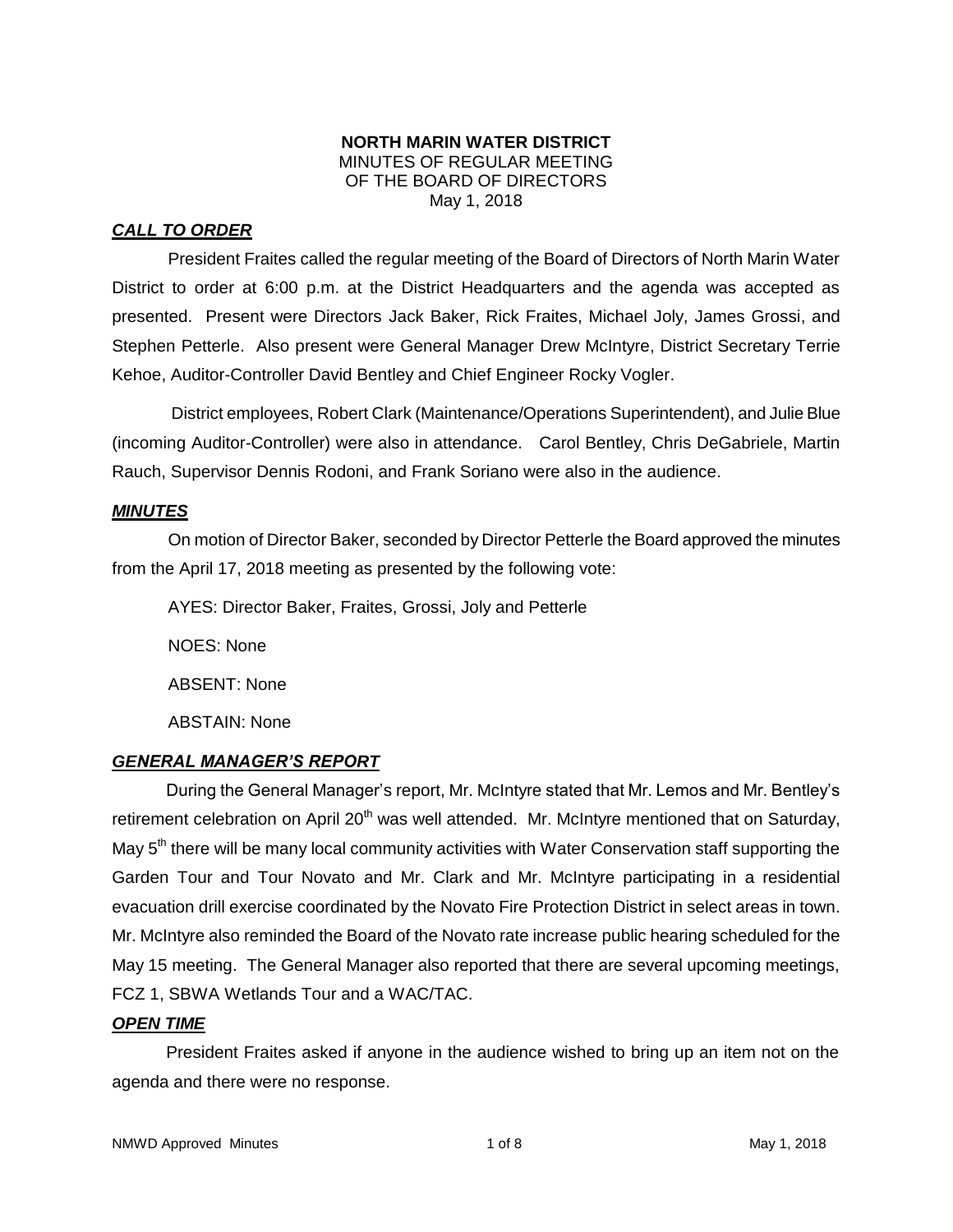**NORTH MARIN WATER DISTRICT**
MINUTES OF REGULAR MEETING
OF THE BOARD OF DIRECTORS
May 1, 2018

## ***CALL TO ORDER***

President Fraites called the regular meeting of the Board of Directors of North Marin Water District to order at 6:00 p.m. at the District Headquarters and the agenda was accepted as presented. Present were Directors Jack Baker, Rick Fraites, Michael Joly, James Grossi, and Stephen Petterle. Also present were General Manager Drew McIntyre, District Secretary Terrie Kehoe, Auditor-Controller David Bentley and Chief Engineer Rocky Vogler.

District employees, Robert Clark (Maintenance/Operations Superintendent), and Julie Blue (incoming Auditor-Controller) were also in attendance. Carol Bentley, Chris DeGabriele, Martin Rauch, Supervisor Dennis Rodoni, and Frank Soriano were also in the audience.

## ***MINUTES***

On motion of Director Baker, seconded by Director Petterle the Board approved the minutes from the April 17, 2018 meeting as presented by the following vote:

AYES: Director Baker, Fraites, Grossi, Joly and Petterle

NOES: None

ABSENT: None

ABSTAIN: None

## ***GENERAL MANAGER'S REPORT***

During the General Manager's report, Mr. McIntyre stated that Mr. Lemos and Mr. Bentley's retirement celebration on April 20th was well attended. Mr. McIntyre mentioned that on Saturday, May 5th there will be many local community activities with Water Conservation staff supporting the Garden Tour and Tour Novato and Mr. Clark and Mr. McIntyre participating in a residential evacuation drill exercise coordinated by the Novato Fire Protection District in select areas in town. Mr. McIntyre also reminded the Board of the Novato rate increase public hearing scheduled for the May 15 meeting. The General Manager also reported that there are several upcoming meetings, FCZ 1, SBWA Wetlands Tour and a WAC/TAC.

## ***OPEN TIME***

President Fraites asked if anyone in the audience wished to bring up an item not on the agenda and there were no response.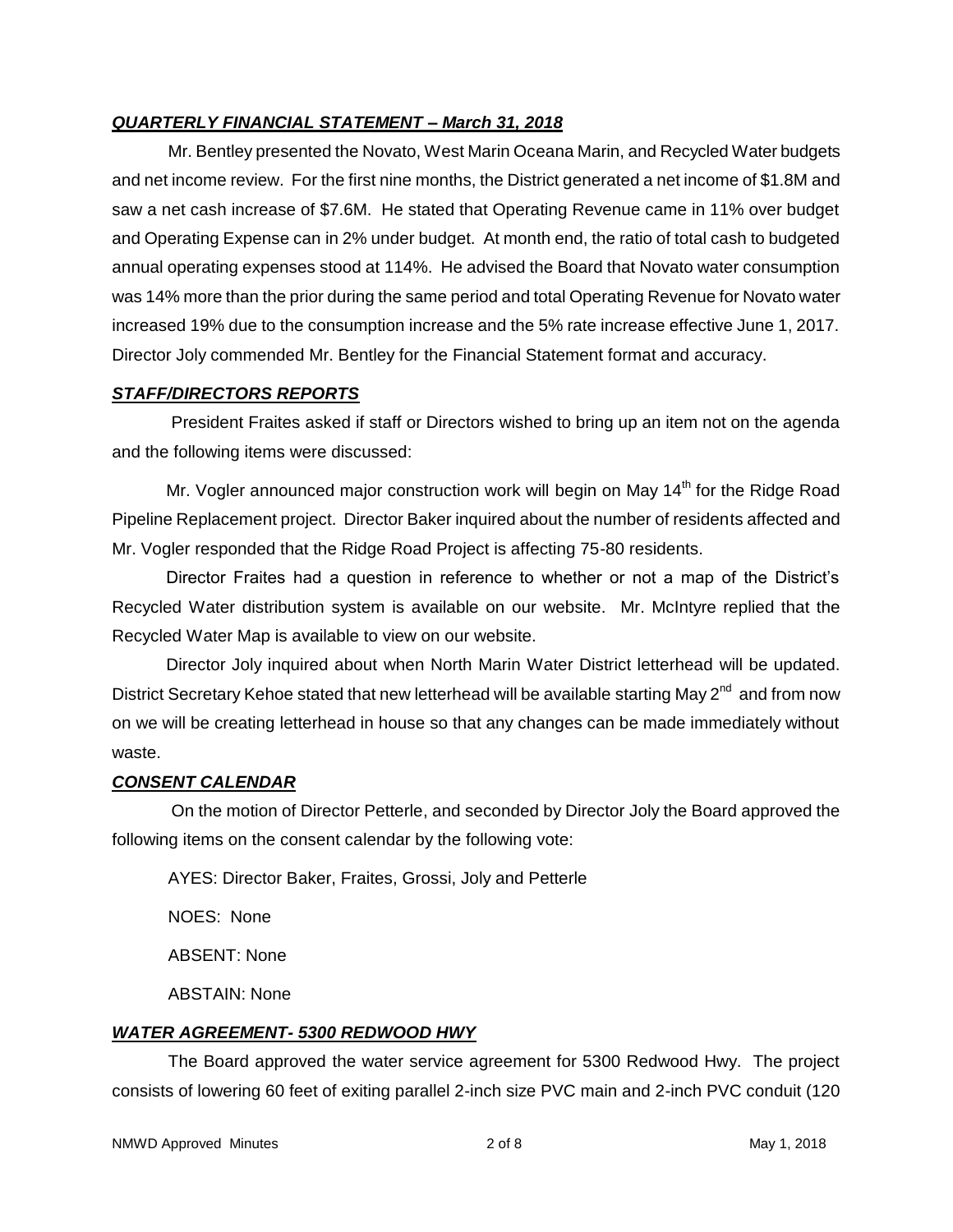***QUARTERLY FINANCIAL STATEMENT – March 31, 2018***

Mr. Bentley presented the Novato, West Marin Oceana Marin, and Recycled Water budgets and net income review. For the first nine months, the District generated a net income of $1.8M and saw a net cash increase of $7.6M. He stated that Operating Revenue came in 11% over budget and Operating Expense can in 2% under budget. At month end, the ratio of total cash to budgeted annual operating expenses stood at 114%. He advised the Board that Novato water consumption was 14% more than the prior during the same period and total Operating Revenue for Novato water increased 19% due to the consumption increase and the 5% rate increase effective June 1, 2017. Director Joly commended Mr. Bentley for the Financial Statement format and accuracy.

***STAFF/DIRECTORS REPORTS***

President Fraites asked if staff or Directors wished to bring up an item not on the agenda and the following items were discussed:

Mr. Vogler announced major construction work will begin on May 14th for the Ridge Road Pipeline Replacement project. Director Baker inquired about the number of residents affected and Mr. Vogler responded that the Ridge Road Project is affecting 75-80 residents.

Director Fraites had a question in reference to whether or not a map of the District's Recycled Water distribution system is available on our website. Mr. McIntyre replied that the Recycled Water Map is available to view on our website.

Director Joly inquired about when North Marin Water District letterhead will be updated. District Secretary Kehoe stated that new letterhead will be available starting May 2nd and from now on we will be creating letterhead in house so that any changes can be made immediately without waste.

***CONSENT CALENDAR***

On the motion of Director Petterle, and seconded by Director Joly the Board approved the following items on the consent calendar by the following vote:

AYES: Director Baker, Fraites, Grossi, Joly and Petterle

NOES: None

ABSENT: None

ABSTAIN: None

***WATER AGREEMENT- 5300 REDWOOD HWY***

The Board approved the water service agreement for 5300 Redwood Hwy. The project consists of lowering 60 feet of exiting parallel 2-inch size PVC main and 2-inch PVC conduit (120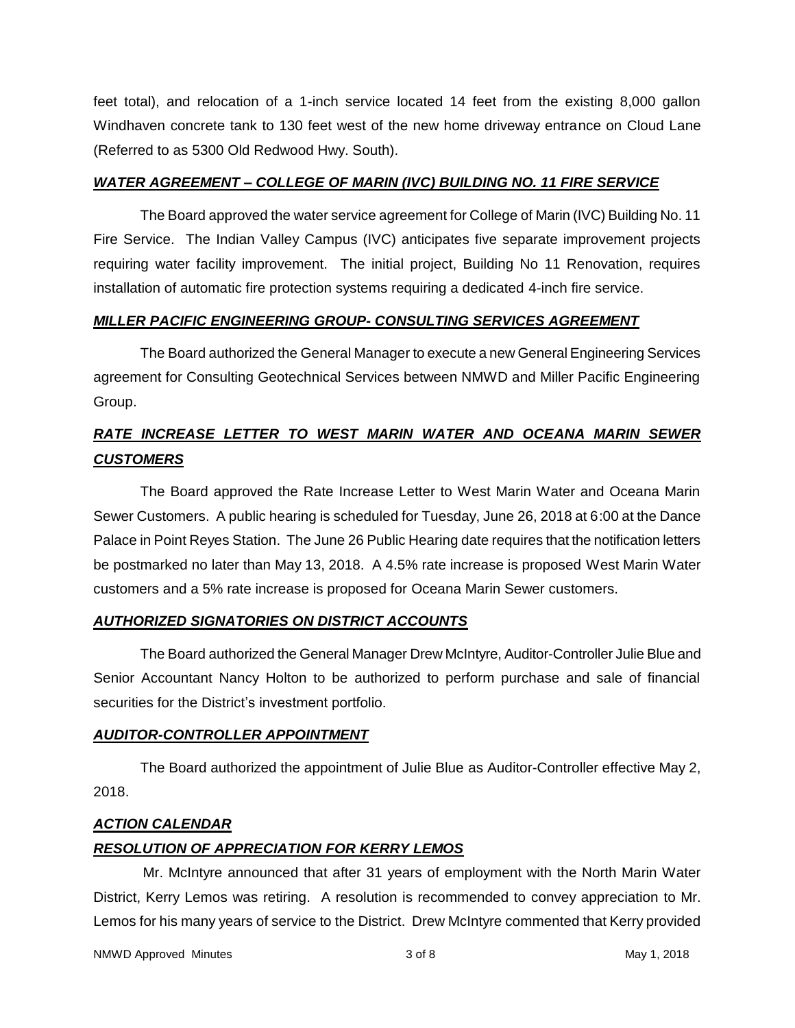feet total), and relocation of a 1-inch service located 14 feet from the existing 8,000 gallon Windhaven concrete tank to 130 feet west of the new home driveway entrance on Cloud Lane (Referred to as 5300 Old Redwood Hwy. South).

***WATER AGREEMENT – COLLEGE OF MARIN (IVC) BUILDING NO. 11 FIRE SERVICE***

The Board approved the water service agreement for College of Marin (IVC) Building No. 11 Fire Service. The Indian Valley Campus (IVC) anticipates five separate improvement projects requiring water facility improvement. The initial project, Building No 11 Renovation, requires installation of automatic fire protection systems requiring a dedicated 4-inch fire service.

***MILLER PACIFIC ENGINEERING GROUP- CONSULTING SERVICES AGREEMENT***

The Board authorized the General Manager to execute a new General Engineering Services agreement for Consulting Geotechnical Services between NMWD and Miller Pacific Engineering Group.

***RATE INCREASE LETTER TO WEST MARIN WATER AND OCEANA MARIN SEWER CUSTOMERS***

The Board approved the Rate Increase Letter to West Marin Water and Oceana Marin Sewer Customers. A public hearing is scheduled for Tuesday, June 26, 2018 at 6:00 at the Dance Palace in Point Reyes Station. The June 26 Public Hearing date requires that the notification letters be postmarked no later than May 13, 2018. A 4.5% rate increase is proposed West Marin Water customers and a 5% rate increase is proposed for Oceana Marin Sewer customers.

***AUTHORIZED SIGNATORIES ON DISTRICT ACCOUNTS***

The Board authorized the General Manager Drew McIntyre, Auditor-Controller Julie Blue and Senior Accountant Nancy Holton to be authorized to perform purchase and sale of financial securities for the District's investment portfolio.

***AUDITOR-CONTROLLER APPOINTMENT***

The Board authorized the appointment of Julie Blue as Auditor-Controller effective May 2, 2018.

***ACTION CALENDAR***

***RESOLUTION OF APPRECIATION FOR KERRY LEMOS***

Mr. McIntyre announced that after 31 years of employment with the North Marin Water District, Kerry Lemos was retiring. A resolution is recommended to convey appreciation to Mr. Lemos for his many years of service to the District. Drew McIntyre commented that Kerry provided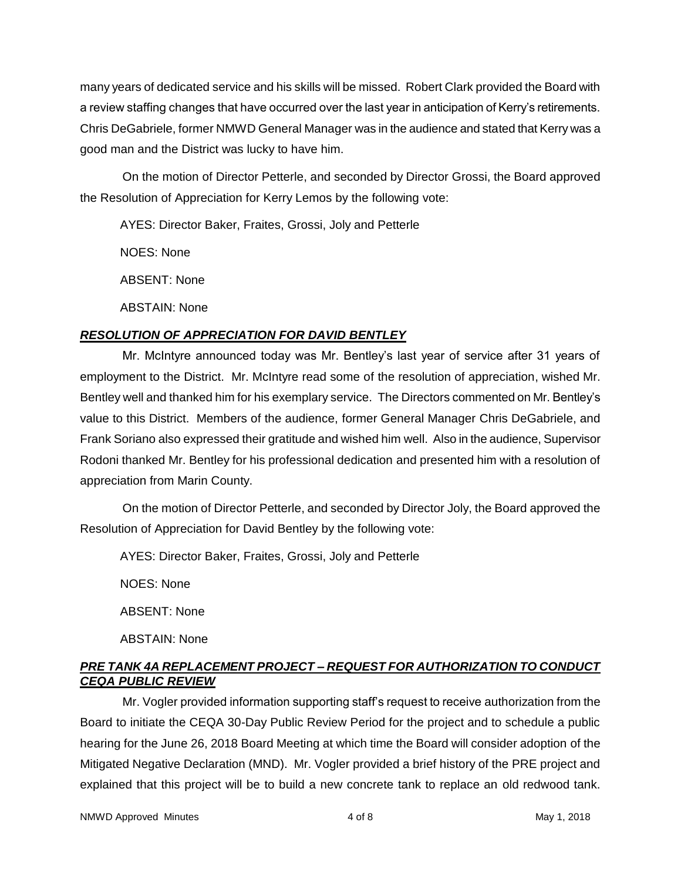many years of dedicated service and his skills will be missed. Robert Clark provided the Board with a review staffing changes that have occurred over the last year in anticipation of Kerry's retirements. Chris DeGabriele, former NMWD General Manager was in the audience and stated that Kerry was a good man and the District was lucky to have him.

On the motion of Director Petterle, and seconded by Director Grossi, the Board approved the Resolution of Appreciation for Kerry Lemos by the following vote:

AYES: Director Baker, Fraites, Grossi, Joly and Petterle

NOES: None

ABSENT: None

ABSTAIN: None

***RESOLUTION OF APPRECIATION FOR DAVID BENTLEY***

Mr. McIntyre announced today was Mr. Bentley's last year of service after 31 years of employment to the District. Mr. McIntyre read some of the resolution of appreciation, wished Mr. Bentley well and thanked him for his exemplary service. The Directors commented on Mr. Bentley's value to this District. Members of the audience, former General Manager Chris DeGabriele, and Frank Soriano also expressed their gratitude and wished him well. Also in the audience, Supervisor Rodoni thanked Mr. Bentley for his professional dedication and presented him with a resolution of appreciation from Marin County.

On the motion of Director Petterle, and seconded by Director Joly, the Board approved the Resolution of Appreciation for David Bentley by the following vote:

AYES: Director Baker, Fraites, Grossi, Joly and Petterle

NOES: None

ABSENT: None

ABSTAIN: None

***PRE TANK 4A REPLACEMENT PROJECT – REQUEST FOR AUTHORIZATION TO CONDUCT CEQA PUBLIC REVIEW***

Mr. Vogler provided information supporting staff's request to receive authorization from the Board to initiate the CEQA 30-Day Public Review Period for the project and to schedule a public hearing for the June 26, 2018 Board Meeting at which time the Board will consider adoption of the Mitigated Negative Declaration (MND). Mr. Vogler provided a brief history of the PRE project and explained that this project will be to build a new concrete tank to replace an old redwood tank.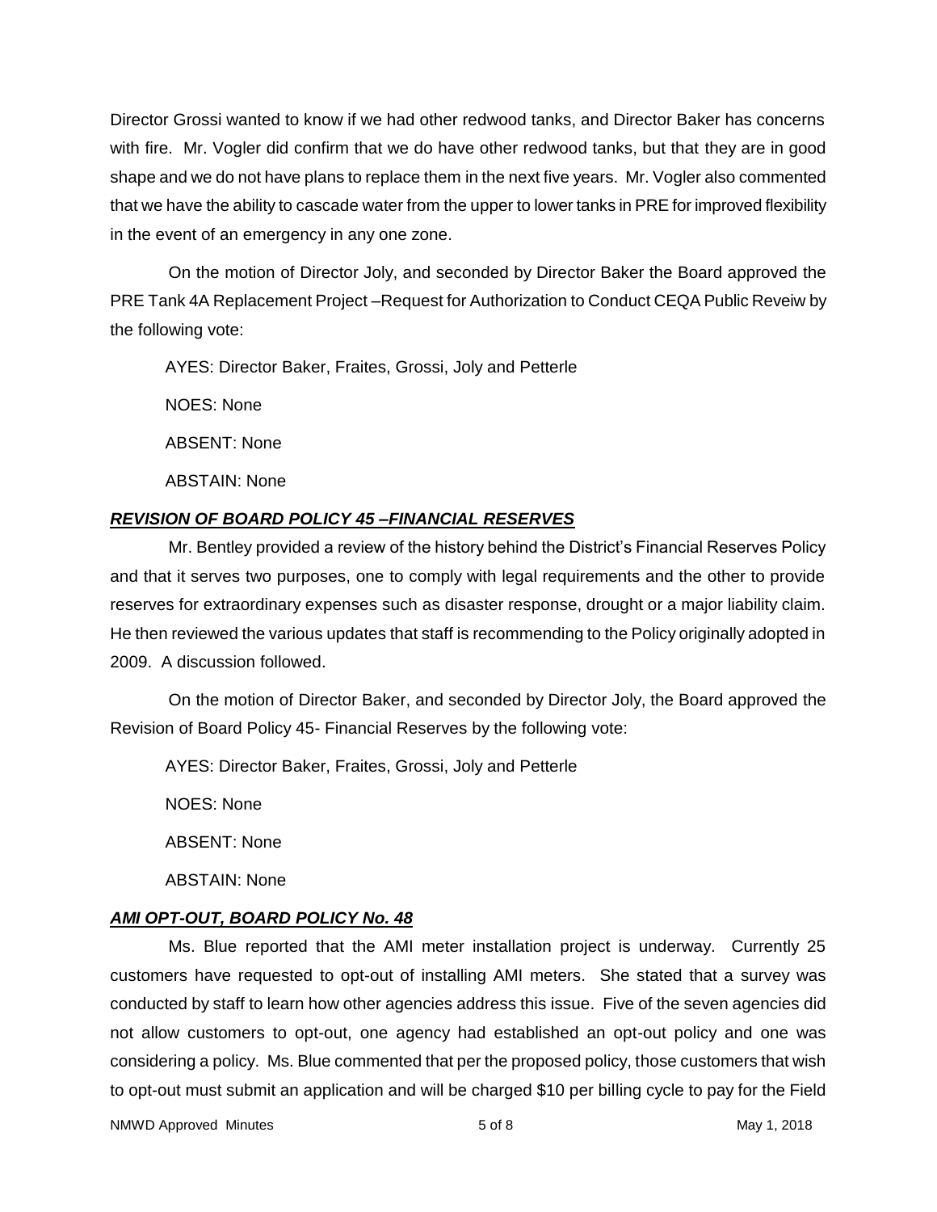Director Grossi wanted to know if we had other redwood tanks, and Director Baker has concerns with fire. Mr. Vogler did confirm that we do have other redwood tanks, but that they are in good shape and we do not have plans to replace them in the next five years. Mr. Vogler also commented that we have the ability to cascade water from the upper to lower tanks in PRE for improved flexibility in the event of an emergency in any one zone.

On the motion of Director Joly, and seconded by Director Baker the Board approved the PRE Tank 4A Replacement Project –Request for Authorization to Conduct CEQA Public Reveiw by the following vote:

AYES: Director Baker, Fraites, Grossi, Joly and Petterle

NOES: None

ABSENT: None

ABSTAIN: None

***REVISION OF BOARD POLICY 45 –FINANCIAL RESERVES***

Mr. Bentley provided a review of the history behind the District's Financial Reserves Policy and that it serves two purposes, one to comply with legal requirements and the other to provide reserves for extraordinary expenses such as disaster response, drought or a major liability claim. He then reviewed the various updates that staff is recommending to the Policy originally adopted in 2009. A discussion followed.

On the motion of Director Baker, and seconded by Director Joly, the Board approved the Revision of Board Policy 45- Financial Reserves by the following vote:

AYES: Director Baker, Fraites, Grossi, Joly and Petterle

NOES: None

ABSENT: None

ABSTAIN: None

***AMI OPT-OUT, BOARD POLICY No. 48***

Ms. Blue reported that the AMI meter installation project is underway. Currently 25 customers have requested to opt-out of installing AMI meters. She stated that a survey was conducted by staff to learn how other agencies address this issue. Five of the seven agencies did not allow customers to opt-out, one agency had established an opt-out policy and one was considering a policy. Ms. Blue commented that per the proposed policy, those customers that wish to opt-out must submit an application and will be charged $10 per billing cycle to pay for the Field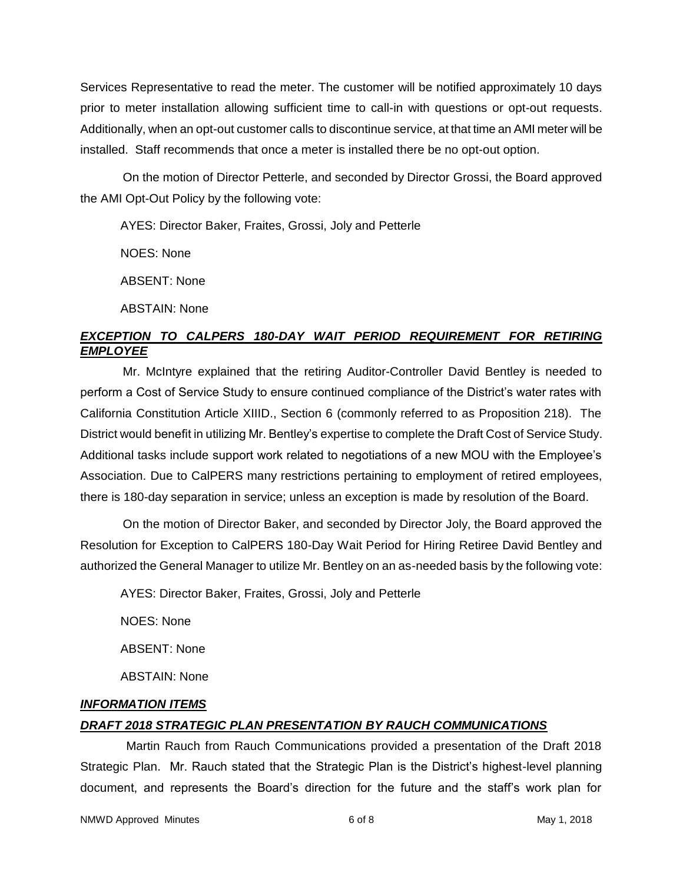Services Representative to read the meter. The customer will be notified approximately 10 days prior to meter installation allowing sufficient time to call-in with questions or opt-out requests. Additionally, when an opt-out customer calls to discontinue service, at that time an AMI meter will be installed. Staff recommends that once a meter is installed there be no opt-out option.

On the motion of Director Petterle, and seconded by Director Grossi, the Board approved the AMI Opt-Out Policy by the following vote:

AYES: Director Baker, Fraites, Grossi, Joly and Petterle

NOES: None

ABSENT: None

ABSTAIN: None

***EXCEPTION TO CALPERS 180-DAY WAIT PERIOD REQUIREMENT FOR RETIRING EMPLOYEE***

Mr. McIntyre explained that the retiring Auditor-Controller David Bentley is needed to perform a Cost of Service Study to ensure continued compliance of the District's water rates with California Constitution Article XIIID., Section 6 (commonly referred to as Proposition 218). The District would benefit in utilizing Mr. Bentley's expertise to complete the Draft Cost of Service Study. Additional tasks include support work related to negotiations of a new MOU with the Employee's Association. Due to CalPERS many restrictions pertaining to employment of retired employees, there is 180-day separation in service; unless an exception is made by resolution of the Board.

On the motion of Director Baker, and seconded by Director Joly, the Board approved the Resolution for Exception to CalPERS 180-Day Wait Period for Hiring Retiree David Bentley and authorized the General Manager to utilize Mr. Bentley on an as-needed basis by the following vote:

AYES: Director Baker, Fraites, Grossi, Joly and Petterle

NOES: None

ABSENT: None

ABSTAIN: None

***INFORMATION ITEMS***

***DRAFT 2018 STRATEGIC PLAN PRESENTATION BY RAUCH COMMUNICATIONS***

Martin Rauch from Rauch Communications provided a presentation of the Draft 2018 Strategic Plan. Mr. Rauch stated that the Strategic Plan is the District's highest-level planning document, and represents the Board's direction for the future and the staff's work plan for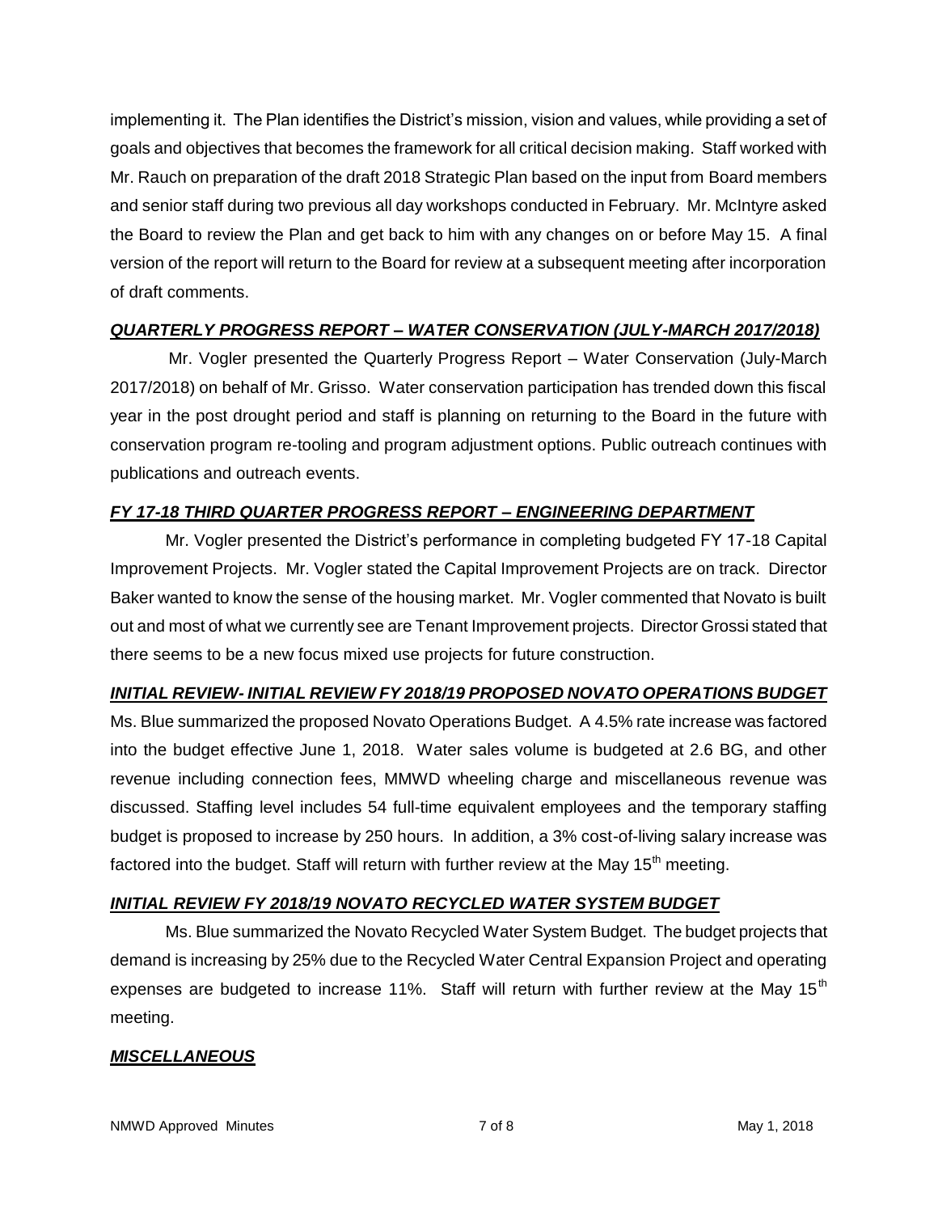implementing it. The Plan identifies the District's mission, vision and values, while providing a set of goals and objectives that becomes the framework for all critical decision making. Staff worked with Mr. Rauch on preparation of the draft 2018 Strategic Plan based on the input from Board members and senior staff during two previous all day workshops conducted in February. Mr. McIntyre asked the Board to review the Plan and get back to him with any changes on or before May 15. A final version of the report will return to the Board for review at a subsequent meeting after incorporation of draft comments.

***QUARTERLY PROGRESS REPORT – WATER CONSERVATION (JULY-MARCH 2017/2018)***

Mr. Vogler presented the Quarterly Progress Report – Water Conservation (July-March 2017/2018) on behalf of Mr. Grisso. Water conservation participation has trended down this fiscal year in the post drought period and staff is planning on returning to the Board in the future with conservation program re-tooling and program adjustment options. Public outreach continues with publications and outreach events.

***FY 17-18 THIRD QUARTER PROGRESS REPORT – ENGINEERING DEPARTMENT***

Mr. Vogler presented the District's performance in completing budgeted FY 17-18 Capital Improvement Projects. Mr. Vogler stated the Capital Improvement Projects are on track. Director Baker wanted to know the sense of the housing market. Mr. Vogler commented that Novato is built out and most of what we currently see are Tenant Improvement projects. Director Grossi stated that there seems to be a new focus mixed use projects for future construction.

***INITIAL REVIEW- INITIAL REVIEW FY 2018/19 PROPOSED NOVATO OPERATIONS BUDGET***

Ms. Blue summarized the proposed Novato Operations Budget. A 4.5% rate increase was factored into the budget effective June 1, 2018. Water sales volume is budgeted at 2.6 BG, and other revenue including connection fees, MMWD wheeling charge and miscellaneous revenue was discussed. Staffing level includes 54 full-time equivalent employees and the temporary staffing budget is proposed to increase by 250 hours. In addition, a 3% cost-of-living salary increase was factored into the budget. Staff will return with further review at the May 15th meeting.

***INITIAL REVIEW FY 2018/19 NOVATO RECYCLED WATER SYSTEM BUDGET***

Ms. Blue summarized the Novato Recycled Water System Budget. The budget projects that demand is increasing by 25% due to the Recycled Water Central Expansion Project and operating expenses are budgeted to increase 11%. Staff will return with further review at the May 15th meeting.

***MISCELLANEOUS***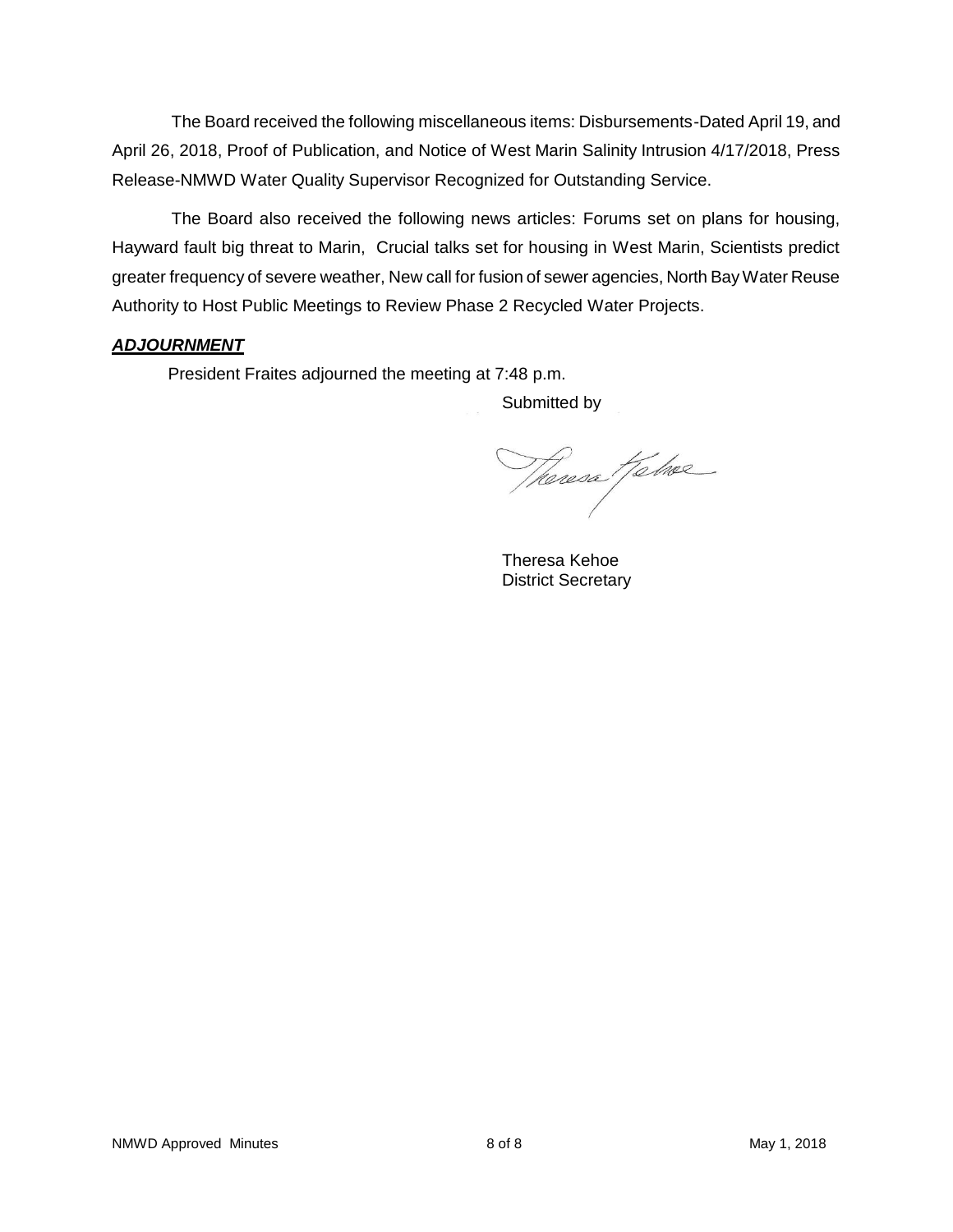The Board received the following miscellaneous items: Disbursements-Dated April 19, and April 26, 2018, Proof of Publication, and Notice of West Marin Salinity Intrusion 4/17/2018, Press Release-NMWD Water Quality Supervisor Recognized for Outstanding Service.

The Board also received the following news articles: Forums set on plans for housing, Hayward fault big threat to Marin, Crucial talks set for housing in West Marin, Scientists predict greater frequency of severe weather, New call for fusion of sewer agencies, North Bay Water Reuse Authority to Host Public Meetings to Review Phase 2 Recycled Water Projects.

***ADJOURNMENT***

President Fraites adjourned the meeting at 7:48 p.m.

Submitted by

Theresa Kehoe
District Secretary